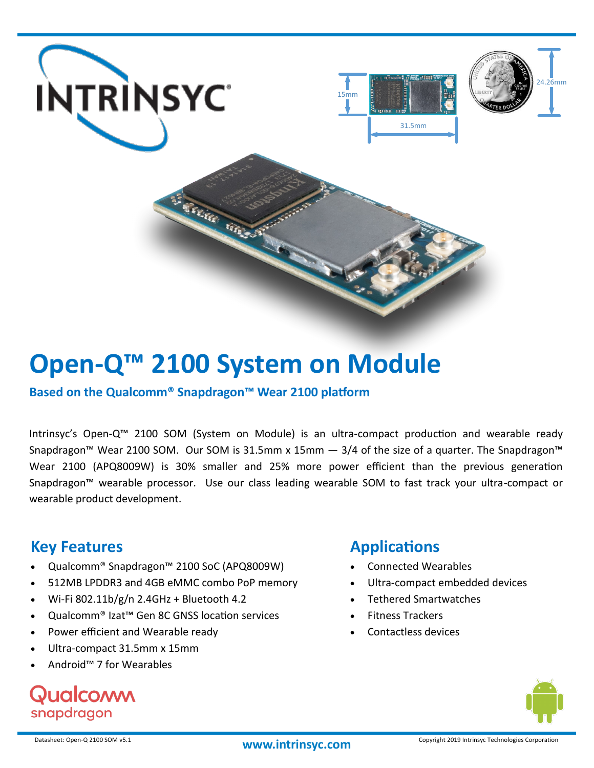# Open-Q™ 2100 System on Module

**Based on the Qualcomm® Snapdragon™ Wear 2100 platform**

Intrinsyc's Open-Q™ 2100 SOM (System on Module) is an ultra-compact production and wearable ready Snapdragon™ Wear 2100 SOM. Our SOM is 31.5mm x 15mm — 3/4 of the size of a quarter. The Snapdragon™ Wear 2100 (APQ8009W) is 30% smaller and 25% more power efficient than the previous generation Snapdragon™ wearable processor. Use our class leading wearable SOM to fast track your ultra-compact or wearable product development.

## Key Features

- Qualcomm® Snapdragon™ 2100 SoC (APQ8009W)
- 512MB LPDDR3 and 4GB eMMC combo PoP memory
- Wi-Fi 802.11b/g/n 2.4GHz + Bluetooth 4.2
- Qualcomm® Izat™ Gen 8C GNSS location services
- Power efficient and Wearable ready
- Ultra-compact 31.5mm x 15mm
- Android™ 7 for Wearables

## Applications

- Connected Wearables
- Ultra-compact embedded devices
- Tethered Smartwatches
- Fitness Trackers
- Contactless devices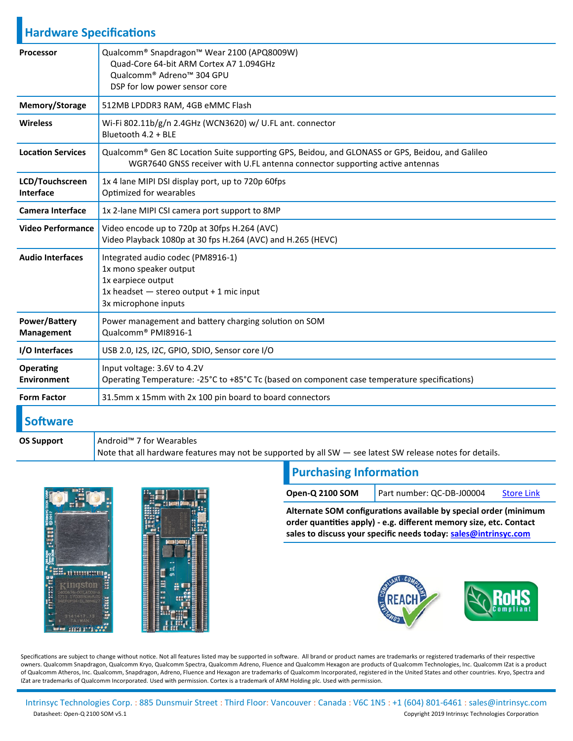## Hardware Specifications

| | |
|---|---|
| **Processor** | Qualcomm® Snapdragon™ Wear 2100 (APQ8009W)<br>Quad-Core 64-bit ARM Cortex A7 1.094GHz<br>Qualcomm® Adreno™ 304 GPU<br>DSP for low power sensor core |
| **Memory/Storage** | 512MB LPDDR3 RAM, 4GB eMMC Flash |
| **Wireless** | Wi-Fi 802.11b/g/n 2.4GHz (WCN3620) w/ U.FL ant. connector<br>Bluetooth 4.2 + BLE |
| **Location Services** | Qualcomm® Gen 8C Location Suite supporting GPS, Beidou, and GLONASS or GPS, Beidou, and Galileo<br>WGR7640 GNSS receiver with U.FL antenna connector supporting active antennas |
| **LCD/Touchscreen Interface** | 1x 4 lane MIPI DSI display port, up to 720p 60fps<br>Optimized for wearables |
| **Camera Interface** | 1x 2-lane MIPI CSI camera port support to 8MP |
| **Video Performance** | Video encode up to 720p at 30fps H.264 (AVC)<br>Video Playback 1080p at 30 fps H.264 (AVC) and H.265 (HEVC) |
| **Audio Interfaces** | Integrated audio codec (PM8916-1)<br>1x mono speaker output<br>1x earpiece output<br>1x headset — stereo output + 1 mic input<br>3x microphone inputs |
| **Power/Battery Management** | Power management and battery charging solution on SOM<br>Qualcomm® PMI8916-1 |
| **I/O Interfaces** | USB 2.0, I2S, I2C, GPIO, SDIO, Sensor core I/O |
| **Operating Environment** | Input voltage: 3.6V to 4.2V<br>Operating Temperature: -25°C to +85°C Tc (based on component case temperature specifications) |
| **Form Factor** | 31.5mm x 15mm with 2x 100 pin board to board connectors |

## Software

| | |
|---|---|
| **OS Support** | Android™ 7 for Wearables<br>Note that all hardware features may not be supported by all SW — see latest SW release notes for details. |

## Purchasing Information

| | | |
|---|---|---|
| **Open-Q 2100 SOM** | Part number: QC-DB-J00004 | Store Link |

**Alternate SOM configurations available by special order (minimum order quantities apply) - e.g. different memory size, etc. Contact sales to discuss your specific needs today: sales@intrinsyc.com**

Specifications are subject to change without notice. Not all features listed may be supported in software. All brand or product names are trademarks or registered trademarks of their respective owners. Qualcomm Snapdragon, Qualcomm Kryo, Qualcomm Spectra, Qualcomm Adreno, Fluence and Qualcomm Hexagon are products of Qualcomm Technologies, Inc. Qualcomm IZat is a product of Qualcomm Atheros, Inc. Qualcomm, Snapdragon, Adreno, Fluence and Hexagon are trademarks of Qualcomm Incorporated, registered in the United States and other countries. Kryo, Spectra and IZat are trademarks of Qualcomm Incorporated. Used with permission. Cortex is a trademark of ARM Holding plc. Used with permission.

Intrinsyc Technologies Corp. : 885 Dunsmuir Street : Third Floor: Vancouver : Canada : V6C 1N5 : +1 (604) 801-6461 : sales@intrinsyc.com

Datasheet: Open-Q 2100 SOM v5.1

Copyright 2019 Intrinsyc Technologies Corporation